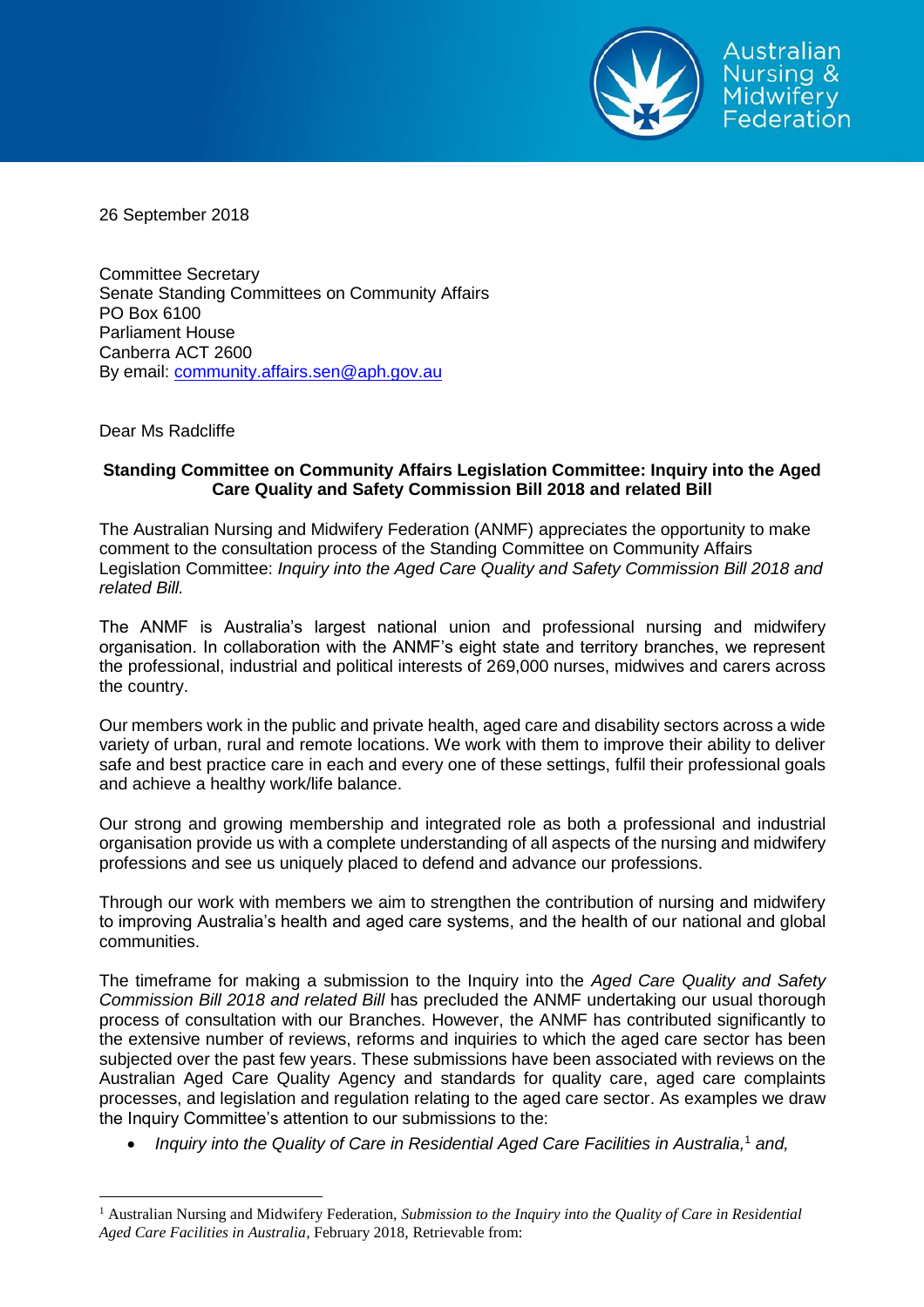26 September 2018

Committee Secretary
Senate Standing Committees on Community Affairs
PO Box 6100
Parliament House
Canberra ACT 2600
By email: community.affairs.sen@aph.gov.au

Dear Ms Radcliffe

**Standing Committee on Community Affairs Legislation Committee: Inquiry into the Aged Care Quality and Safety Commission Bill 2018 and related Bill**

The Australian Nursing and Midwifery Federation (ANMF) appreciates the opportunity to make comment to the consultation process of the Standing Committee on Community Affairs Legislation Committee: *Inquiry into the Aged Care Quality and Safety Commission Bill 2018 and related Bill.*

The ANMF is Australia's largest national union and professional nursing and midwifery organisation. In collaboration with the ANMF's eight state and territory branches, we represent the professional, industrial and political interests of 269,000 nurses, midwives and carers across the country.

Our members work in the public and private health, aged care and disability sectors across a wide variety of urban, rural and remote locations. We work with them to improve their ability to deliver safe and best practice care in each and every one of these settings, fulfil their professional goals and achieve a healthy work/life balance.

Our strong and growing membership and integrated role as both a professional and industrial organisation provide us with a complete understanding of all aspects of the nursing and midwifery professions and see us uniquely placed to defend and advance our professions.

Through our work with members we aim to strengthen the contribution of nursing and midwifery to improving Australia's health and aged care systems, and the health of our national and global communities.

The timeframe for making a submission to the Inquiry into the *Aged Care Quality and Safety Commission Bill 2018 and related Bill* has precluded the ANMF undertaking our usual thorough process of consultation with our Branches. However, the ANMF has contributed significantly to the extensive number of reviews, reforms and inquiries to which the aged care sector has been subjected over the past few years. These submissions have been associated with reviews on the Australian Aged Care Quality Agency and standards for quality care, aged care complaints processes, and legislation and regulation relating to the aged care sector. As examples we draw the Inquiry Committee's attention to our submissions to the:

- *Inquiry into the Quality of Care in Residential Aged Care Facilities in Australia,*[1] *and,*

[1] Australian Nursing and Midwifery Federation, *Submission to the Inquiry into the Quality of Care in Residential Aged Care Facilities in Australia*, February 2018, Retrievable from: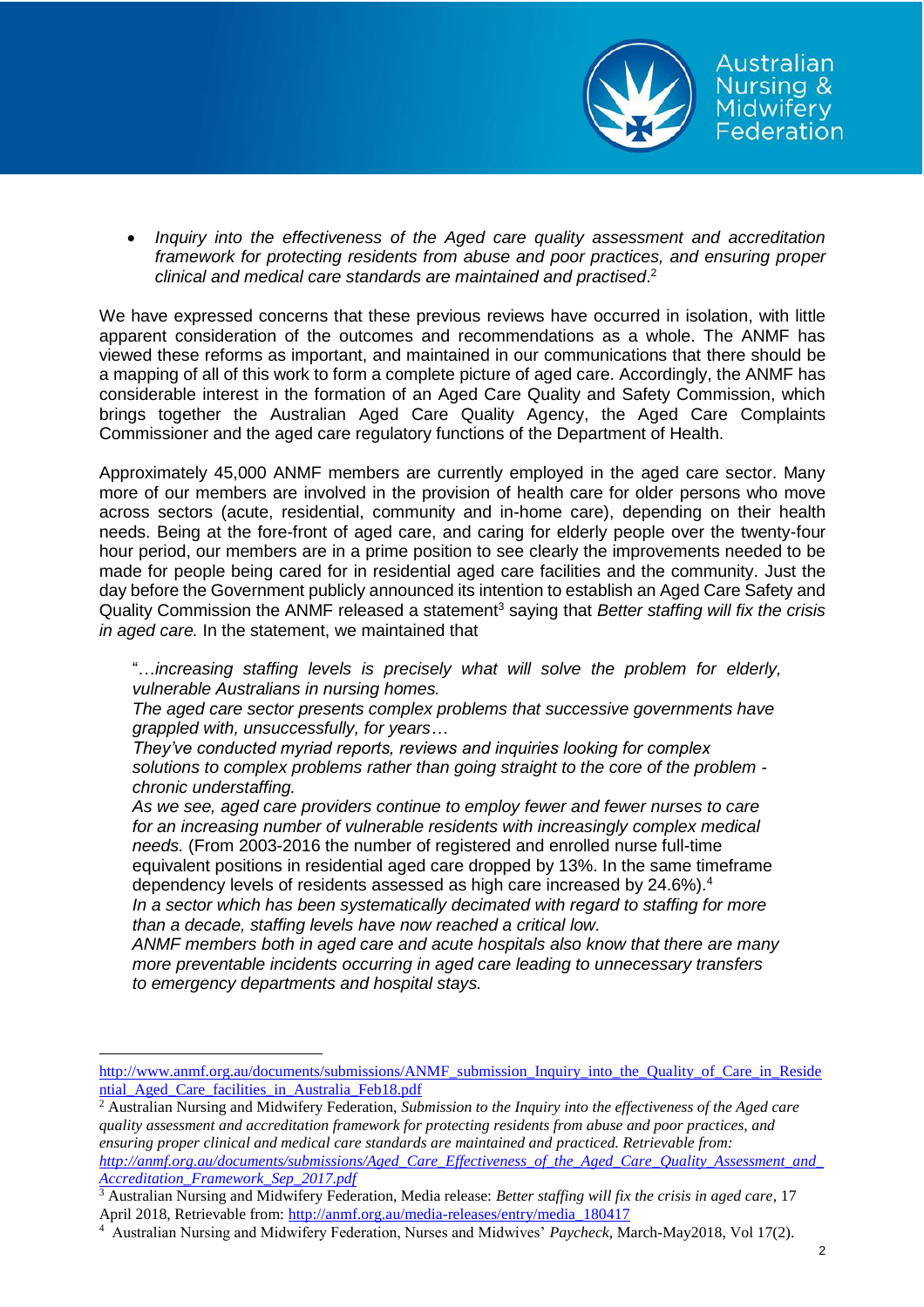- *Inquiry into the effectiveness of the Aged care quality assessment and accreditation framework for protecting residents from abuse and poor practices, and ensuring proper clinical and medical care standards are maintained and practised*.[2]

We have expressed concerns that these previous reviews have occurred in isolation, with little apparent consideration of the outcomes and recommendations as a whole. The ANMF has viewed these reforms as important, and maintained in our communications that there should be a mapping of all of this work to form a complete picture of aged care. Accordingly, the ANMF has considerable interest in the formation of an Aged Care Quality and Safety Commission, which brings together the Australian Aged Care Quality Agency, the Aged Care Complaints Commissioner and the aged care regulatory functions of the Department of Health.

Approximately 45,000 ANMF members are currently employed in the aged care sector. Many more of our members are involved in the provision of health care for older persons who move across sectors (acute, residential, community and in-home care), depending on their health needs. Being at the fore-front of aged care, and caring for elderly people over the twenty-four hour period, our members are in a prime position to see clearly the improvements needed to be made for people being cared for in residential aged care facilities and the community. Just the day before the Government publicly announced its intention to establish an Aged Care Safety and Quality Commission the ANMF released a statement[3] saying that *Better staffing will fix the crisis in aged care.* In the statement, we maintained that

> "…*increasing staffing levels is precisely what will solve the problem for elderly, vulnerable Australians in nursing homes.*
> *The aged care sector presents complex problems that successive governments have grappled with, unsuccessfully, for years…*
> *They've conducted myriad reports, reviews and inquiries looking for complex solutions to complex problems rather than going straight to the core of the problem - chronic understaffing.*
> *As we see, aged care providers continue to employ fewer and fewer nurses to care for an increasing number of vulnerable residents with increasingly complex medical needs.* (From 2003-2016 the number of registered and enrolled nurse full-time equivalent positions in residential aged care dropped by 13%. In the same timeframe dependency levels of residents assessed as high care increased by 24.6%).[4]
> *In a sector which has been systematically decimated with regard to staffing for more than a decade, staffing levels have now reached a critical low.*
> *ANMF members both in aged care and acute hospitals also know that there are many more preventable incidents occurring in aged care leading to unnecessary transfers to emergency departments and hospital stays.*

---

http://www.anmf.org.au/documents/submissions/ANMF_submission_Inquiry_into_the_Quality_of_Care_in_Residential_Aged_Care_facilities_in_Australia_Feb18.pdf

[2] Australian Nursing and Midwifery Federation, *Submission to the Inquiry into the effectiveness of the Aged care quality assessment and accreditation framework for protecting residents from abuse and poor practices, and ensuring proper clinical and medical care standards are maintained and practised. Retrievable from: http://anmf.org.au/documents/submissions/Aged_Care_Effectiveness_of_the_Aged_Care_Quality_Assessment_and_Accreditation_Framework_Sep_2017.pdf*

[3] Australian Nursing and Midwifery Federation, Media release: *Better staffing will fix the crisis in aged care*, 17 April 2018, Retrievable from: http://anmf.org.au/media-releases/entry/media_180417

[4] Australian Nursing and Midwifery Federation, Nurses and Midwives' *Paycheck*, March-May2018, Vol 17(2).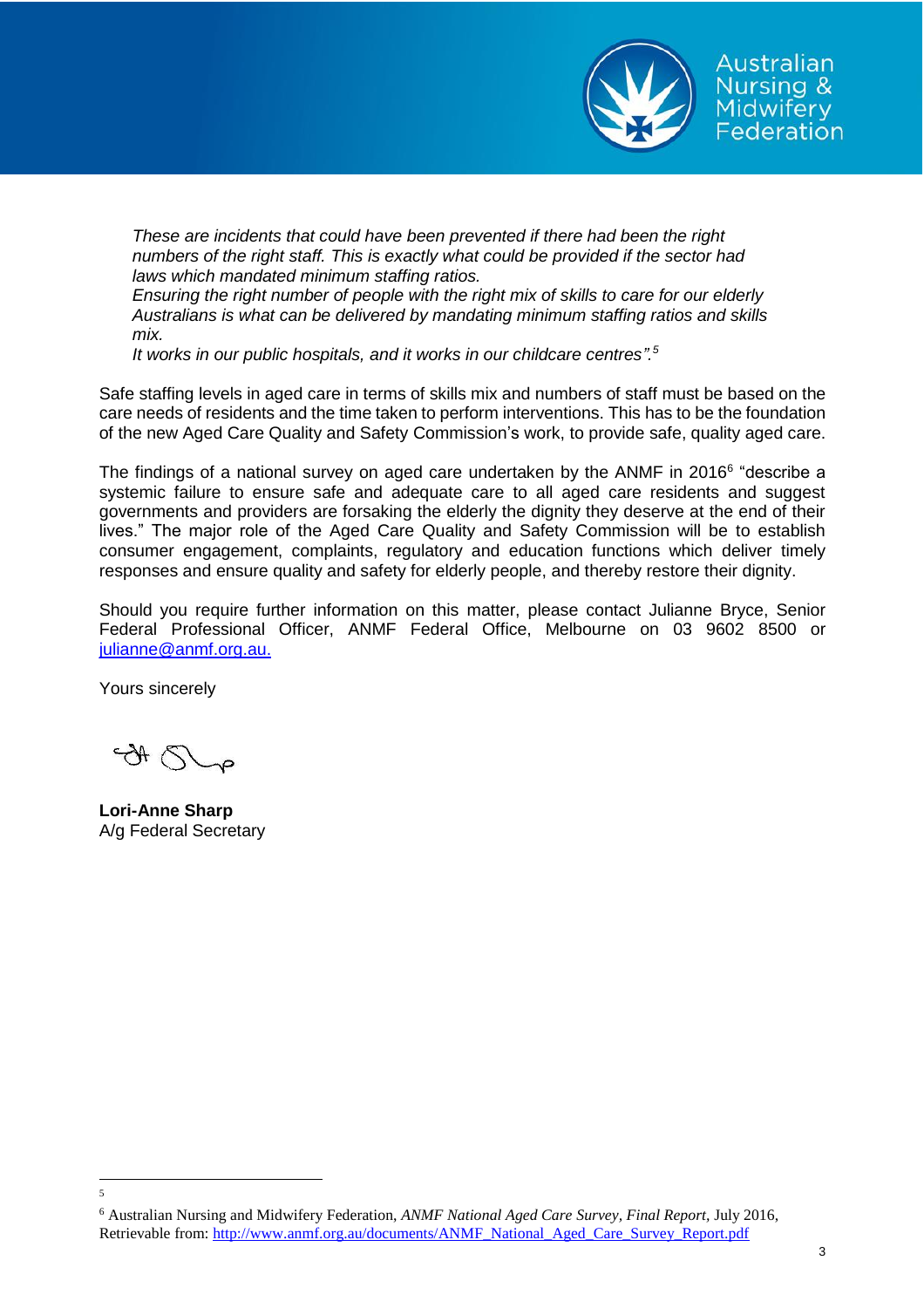*These are incidents that could have been prevented if there had been the right numbers of the right staff. This is exactly what could be provided if the sector had laws which mandated minimum staffing ratios.*
*Ensuring the right number of people with the right mix of skills to care for our elderly Australians is what can be delivered by mandating minimum staffing ratios and skills mix.*
*It works in our public hospitals, and it works in our childcare centres".*[5]

Safe staffing levels in aged care in terms of skills mix and numbers of staff must be based on the care needs of residents and the time taken to perform interventions. This has to be the foundation of the new Aged Care Quality and Safety Commission's work, to provide safe, quality aged care.

The findings of a national survey on aged care undertaken by the ANMF in 2016[6] "describe a systemic failure to ensure safe and adequate care to all aged care residents and suggest governments and providers are forsaking the elderly the dignity they deserve at the end of their lives." The major role of the Aged Care Quality and Safety Commission will be to establish consumer engagement, complaints, regulatory and education functions which deliver timely responses and ensure quality and safety for elderly people, and thereby restore their dignity.

Should you require further information on this matter, please contact Julianne Bryce, Senior Federal Professional Officer, ANMF Federal Office, Melbourne on 03 9602 8500 or julianne@anmf.org.au.

Yours sincerely

**Lori-Anne Sharp**
A/g Federal Secretary

---

5

6 Australian Nursing and Midwifery Federation, *ANMF National Aged Care Survey, Final Report*, July 2016, Retrievable from: http://www.anmf.org.au/documents/ANMF_National_Aged_Care_Survey_Report.pdf